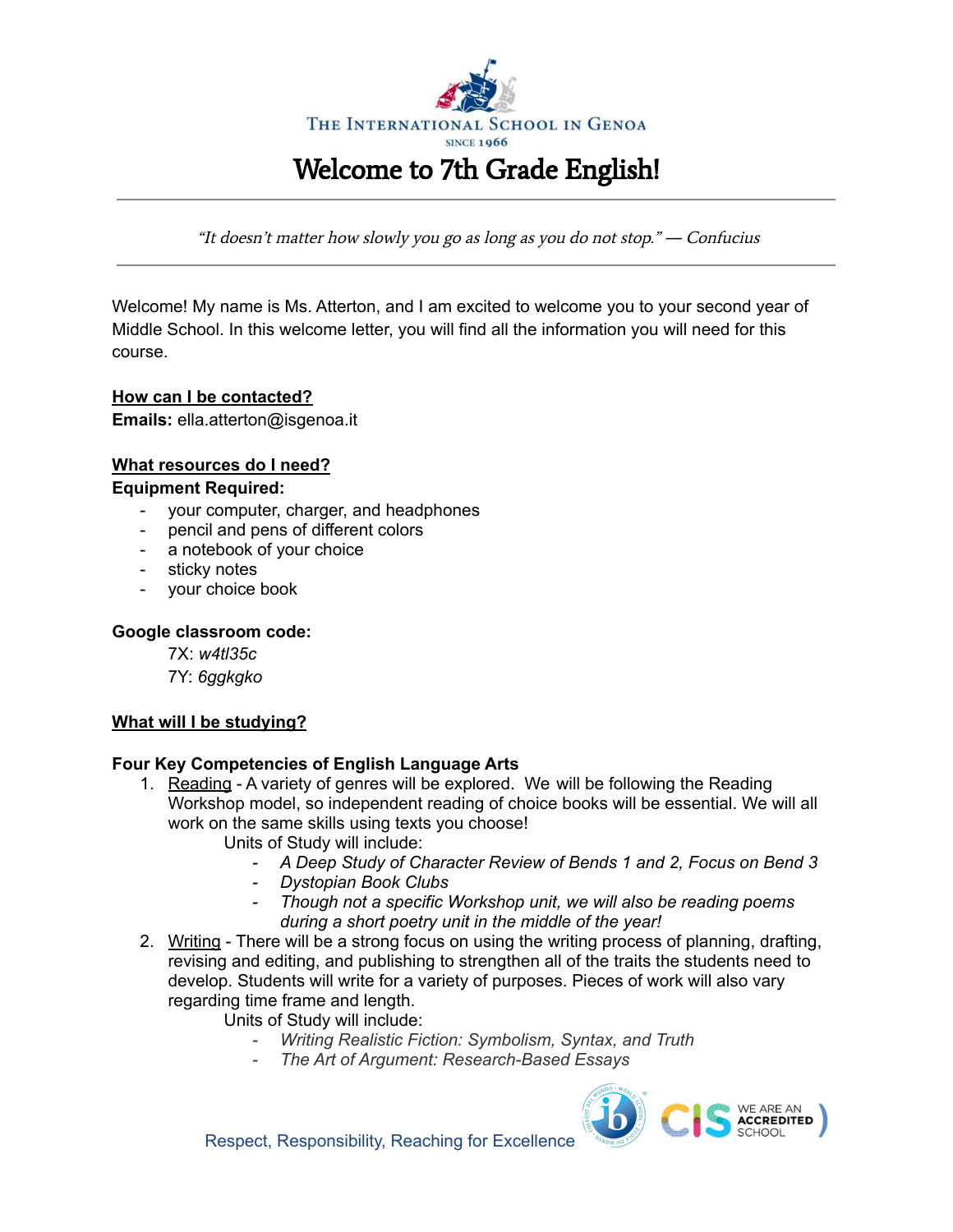The International School in Genoa
SINCE 1966

# Welcome to 7th Grade English!

---

*"It doesn't matter how slowly you go as long as you do not stop." — Confucius*

---

Welcome! My name is Ms. Atterton, and I am excited to welcome you to your second year of Middle School. In this welcome letter, you will find all the information you will need for this course.

**How can I be contacted?**

**Emails:** ella.atterton@isgenoa.it

**What resources do I need?**

**Equipment Required:**

- your computer, charger, and headphones
- pencil and pens of different colors
- a notebook of your choice
- sticky notes
- your choice book

**Google classroom code:**

7X: *w4tl35c*
7Y: *6ggkgko*

**What will I be studying?**

**Four Key Competencies of English Language Arts**

1. Reading - A variety of genres will be explored. We will be following the Reading Workshop model, so independent reading of choice books will be essential. We will all work on the same skills using texts you choose!
   Units of Study will include:
   - *A Deep Study of Character Review of Bends 1 and 2, Focus on Bend 3*
   - *Dystopian Book Clubs*
   - *Though not a specific Workshop unit, we will also be reading poems during a short poetry unit in the middle of the year!*
2. Writing - There will be a strong focus on using the writing process of planning, drafting, revising and editing, and publishing to strengthen all of the traits the students need to develop. Students will write for a variety of purposes. Pieces of work will also vary regarding time frame and length.
   Units of Study will include:
   - *Writing Realistic Fiction: Symbolism, Syntax, and Truth*
   - *The Art of Argument: Research-Based Essays*

Respect, Responsibility, Reaching for Excellence

WE ARE AN ACCREDITED SCHOOL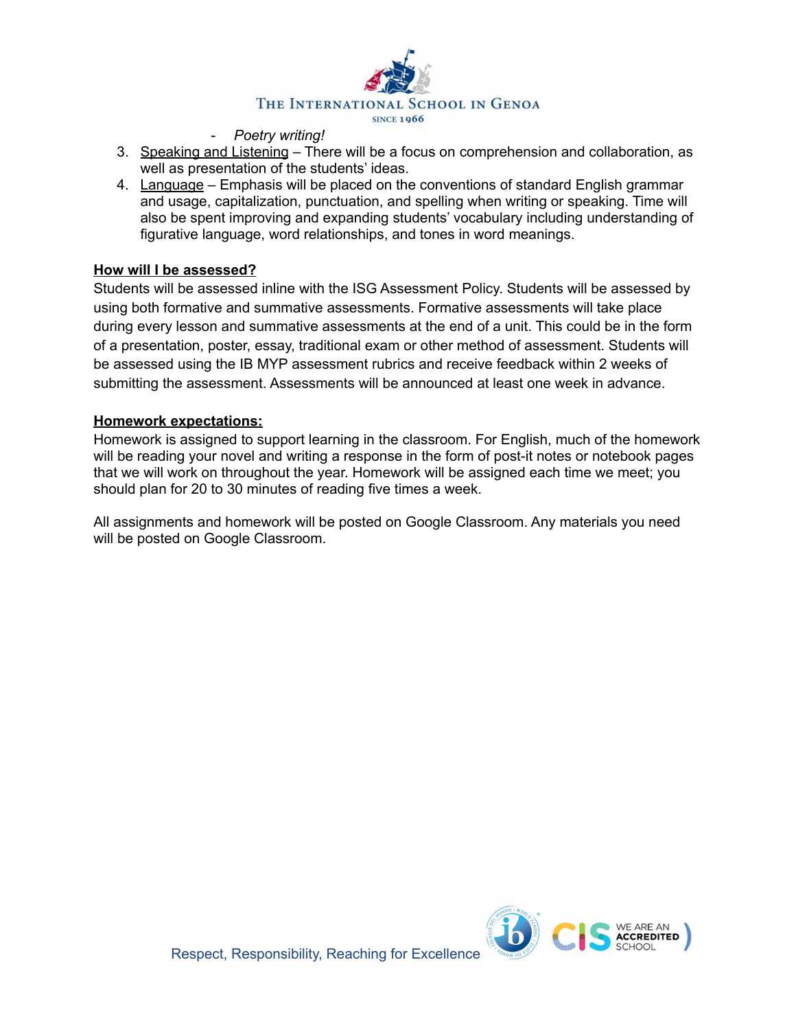- *Poetry writing!*
3. Speaking and Listening – There will be a focus on comprehension and collaboration, as well as presentation of the students' ideas.
4. Language – Emphasis will be placed on the conventions of standard English grammar and usage, capitalization, punctuation, and spelling when writing or speaking. Time will also be spent improving and expanding students' vocabulary including understanding of figurative language, word relationships, and tones in word meanings.

**How will I be assessed?**

Students will be assessed inline with the ISG Assessment Policy. Students will be assessed by using both formative and summative assessments. Formative assessments will take place during every lesson and summative assessments at the end of a unit. This could be in the form of a presentation, poster, essay, traditional exam or other method of assessment. Students will be assessed using the IB MYP assessment rubrics and receive feedback within 2 weeks of submitting the assessment. Assessments will be announced at least one week in advance.

**Homework expectations:**

Homework is assigned to support learning in the classroom. For English, much of the homework will be reading your novel and writing a response in the form of post-it notes or notebook pages that we will work on throughout the year. Homework will be assigned each time we meet; you should plan for 20 to 30 minutes of reading five times a week.

All assignments and homework will be posted on Google Classroom. Any materials you need will be posted on Google Classroom.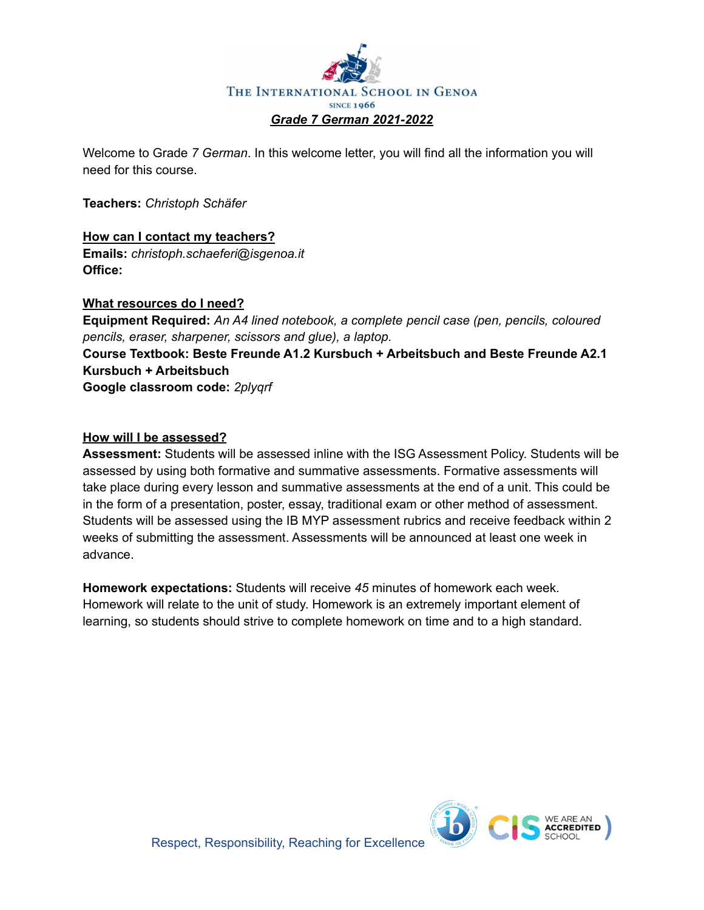THE INTERNATIONAL SCHOOL IN GENOA

SINCE 1966

## ***Grade 7 German 2021-2022***

Welcome to Grade *7 German*. In this welcome letter, you will find all the information you will need for this course.

**Teachers:** *Christoph Schäfer*

**How can I contact my teachers?**

**Emails:** *christoph.schaeferi@isgenoa.it*

**Office:**

**What resources do I need?**

**Equipment Required:** *An A4 lined notebook, a complete pencil case (pen, pencils, coloured pencils, eraser, sharpener, scissors and glue), a laptop.*

**Course Textbook: Beste Freunde A1.2 Kursbuch + Arbeitsbuch and Beste Freunde A2.1 Kursbuch + Arbeitsbuch**

**Google classroom code:** *2plyqrf*

**How will I be assessed?**

**Assessment:** Students will be assessed inline with the ISG Assessment Policy. Students will be assessed by using both formative and summative assessments. Formative assessments will take place during every lesson and summative assessments at the end of a unit. This could be in the form of a presentation, poster, essay, traditional exam or other method of assessment. Students will be assessed using the IB MYP assessment rubrics and receive feedback within 2 weeks of submitting the assessment. Assessments will be announced at least one week in advance.

**Homework expectations:** Students will receive *45* minutes of homework each week. Homework will relate to the unit of study. Homework is an extremely important element of learning, so students should strive to complete homework on time and to a high standard.

Respect, Responsibility, Reaching for Excellence

WE ARE AN ACCREDITED SCHOOL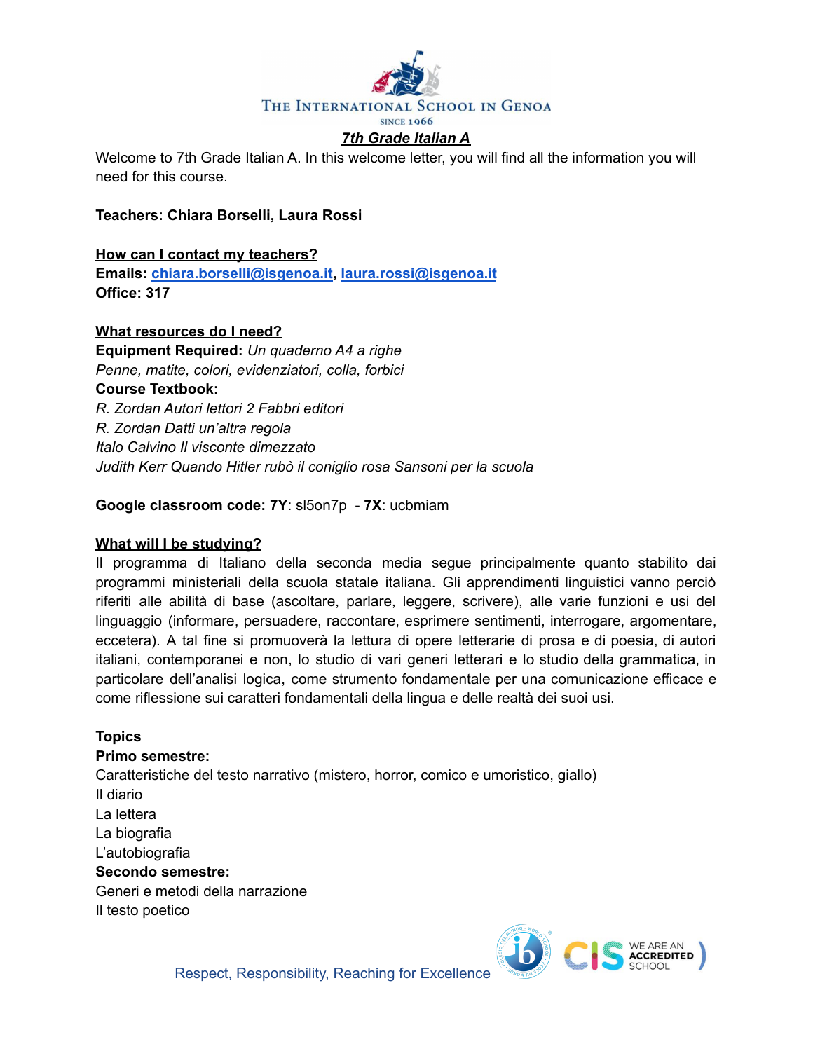THE INTERNATIONAL SCHOOL IN GENOA

SINCE 1966

# *7th Grade Italian A*

Welcome to 7th Grade Italian A. In this welcome letter, you will find all the information you will need for this course.

**Teachers: Chiara Borselli, Laura Rossi**

**How can I contact my teachers?**

**Emails: chiara.borselli@isgenoa.it, laura.rossi@isgenoa.it**

**Office: 317**

**What resources do I need?**

**Equipment Required:** *Un quaderno A4 a righe*

*Penne, matite, colori, evidenziatori, colla, forbici*

**Course Textbook:**

*R. Zordan Autori lettori 2 Fabbri editori*

*R. Zordan Datti un'altra regola*

*Italo Calvino Il visconte dimezzato*

*Judith Kerr Quando Hitler rubò il coniglio rosa Sansoni per la scuola*

**Google classroom code: 7Y**: sl5on7p - **7X**: ucbmiam

**What will I be studying?**

Il programma di Italiano della seconda media segue principalmente quanto stabilito dai programmi ministeriali della scuola statale italiana. Gli apprendimenti linguistici vanno perciò riferiti alle abilità di base (ascoltare, parlare, leggere, scrivere), alle varie funzioni e usi del linguaggio (informare, persuadere, raccontare, esprimere sentimenti, interrogare, argomentare, eccetera). A tal fine si promuoverà la lettura di opere letterarie di prosa e di poesia, di autori italiani, contemporanei e non, lo studio di vari generi letterari e lo studio della grammatica, in particolare dell'analisi logica, come strumento fondamentale per una comunicazione efficace e come riflessione sui caratteri fondamentali della lingua e delle realtà dei suoi usi.

**Topics**

**Primo semestre:**

Caratteristiche del testo narrativo (mistero, horror, comico e umoristico, giallo)

Il diario

La lettera

La biografia

L'autobiografia

**Secondo semestre:**

Generi e metodi della narrazione

Il testo poetico

Respect, Responsibility, Reaching for Excellence

WE ARE AN ACCREDITED SCHOOL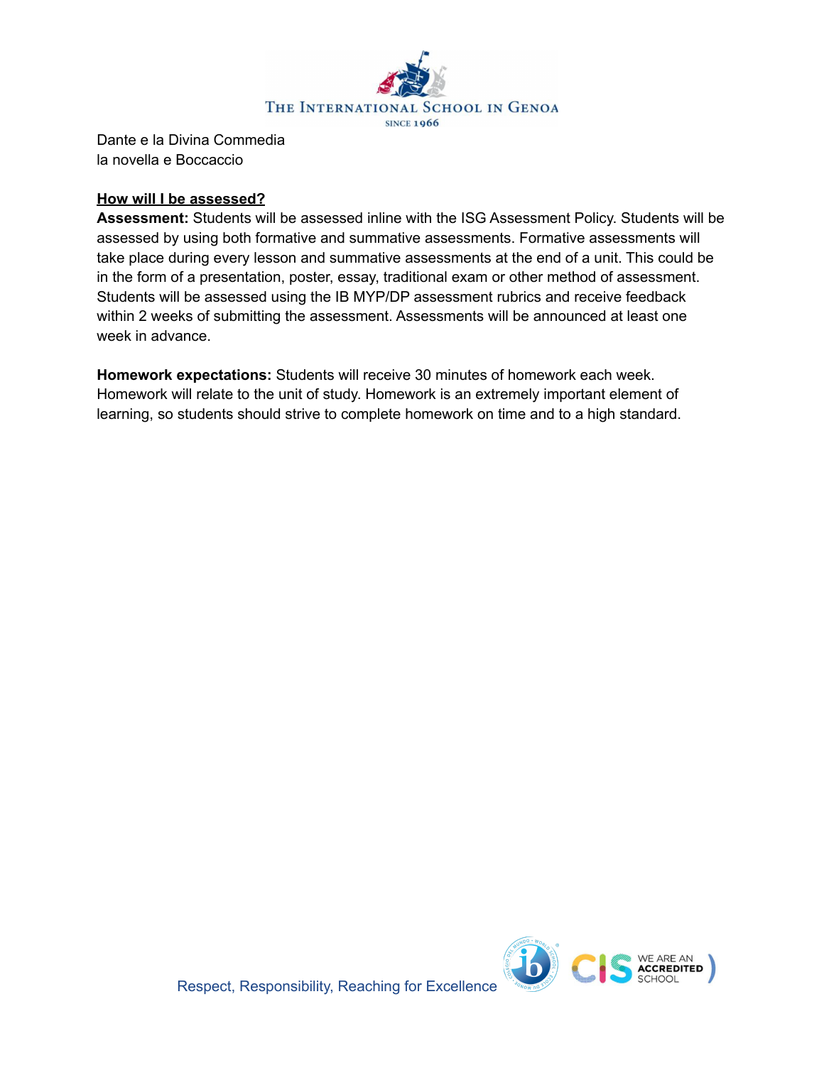Dante e la Divina Commedia
la novella e Boccaccio

**<u>How will I be assessed?</u>**

**Assessment:** Students will be assessed inline with the ISG Assessment Policy. Students will be assessed by using both formative and summative assessments. Formative assessments will take place during every lesson and summative assessments at the end of a unit. This could be in the form of a presentation, poster, essay, traditional exam or other method of assessment. Students will be assessed using the IB MYP/DP assessment rubrics and receive feedback within 2 weeks of submitting the assessment. Assessments will be announced at least one week in advance.

**Homework expectations:** Students will receive 30 minutes of homework each week. Homework will relate to the unit of study. Homework is an extremely important element of learning, so students should strive to complete homework on time and to a high standard.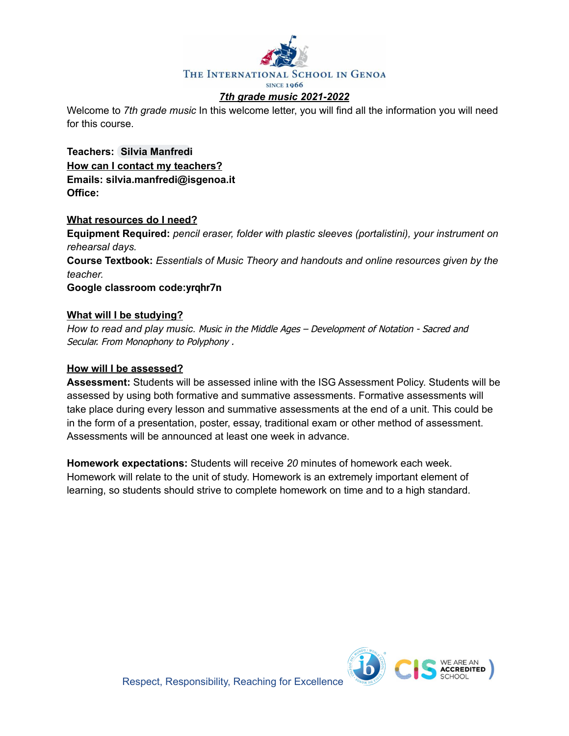# The International School in Genoa

SINCE 1966

## *7th grade music 2021-2022*

Welcome to *7th grade music* In this welcome letter, you will find all the information you will need for this course.

**Teachers: Silvia Manfredi**

**How can I contact my teachers?**

**Emails: silvia.manfredi@isgenoa.it**

**Office:**

**What resources do I need?**

**Equipment Required:** *pencil eraser, folder with plastic sleeves (portalistini), your instrument on rehearsal days.*

**Course Textbook:** *Essentials of Music Theory and handouts and online resources given by the teacher.*

**Google classroom code:yrqhr7n**

**What will I be studying?**

*How to read and play music. Music in the Middle Ages – Development of Notation - Sacred and Secular. From Monophony to Polyphony .*

**How will I be assessed?**

**Assessment:** Students will be assessed inline with the ISG Assessment Policy. Students will be assessed by using both formative and summative assessments. Formative assessments will take place during every lesson and summative assessments at the end of a unit. This could be in the form of a presentation, poster, essay, traditional exam or other method of assessment. Assessments will be announced at least one week in advance.

**Homework expectations:** Students will receive *20* minutes of homework each week. Homework will relate to the unit of study. Homework is an extremely important element of learning, so students should strive to complete homework on time and to a high standard.

Respect, Responsibility, Reaching for Excellence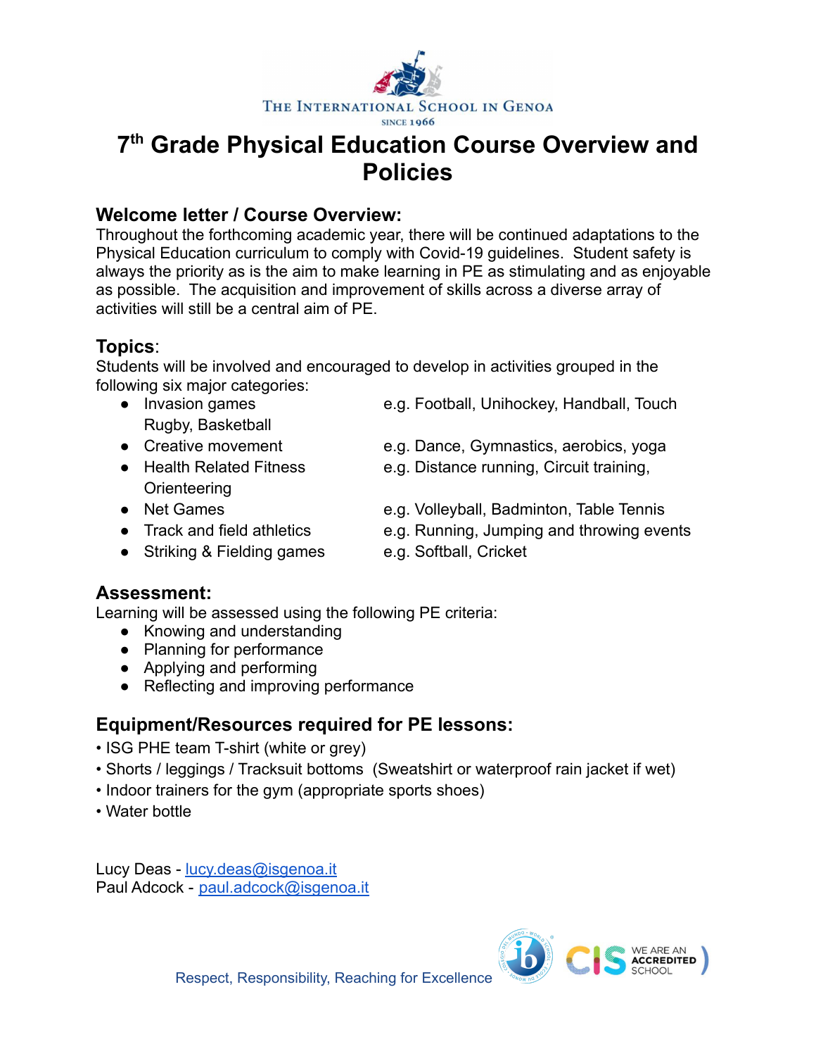THE INTERNATIONAL SCHOOL IN GENOA
SINCE 1966

# 7th Grade Physical Education Course Overview and Policies

## Welcome letter / Course Overview:

Throughout the forthcoming academic year, there will be continued adaptations to the Physical Education curriculum to comply with Covid-19 guidelines. Student safety is always the priority as is the aim to make learning in PE as stimulating and as enjoyable as possible. The acquisition and improvement of skills across a diverse array of activities will still be a central aim of PE.

## Topics:

Students will be involved and encouraged to develop in activities grouped in the following six major categories:

- Invasion games — e.g. Football, Unihockey, Handball, Touch Rugby, Basketball
- Creative movement — e.g. Dance, Gymnastics, aerobics, yoga
- Health Related Fitness — e.g. Distance running, Circuit training, Orienteering
- Net Games — e.g. Volleyball, Badminton, Table Tennis
- Track and field athletics — e.g. Running, Jumping and throwing events
- Striking & Fielding games — e.g. Softball, Cricket

## Assessment:

Learning will be assessed using the following PE criteria:

- Knowing and understanding
- Planning for performance
- Applying and performing
- Reflecting and improving performance

## Equipment/Resources required for PE lessons:

- ISG PHE team T-shirt (white or grey)
- Shorts / leggings / Tracksuit bottoms (Sweatshirt or waterproof rain jacket if wet)
- Indoor trainers for the gym (appropriate sports shoes)
- Water bottle

Lucy Deas - lucy.deas@isgenoa.it
Paul Adcock - paul.adcock@isgenoa.it

Respect, Responsibility, Reaching for Excellence

WE ARE AN ACCREDITED SCHOOL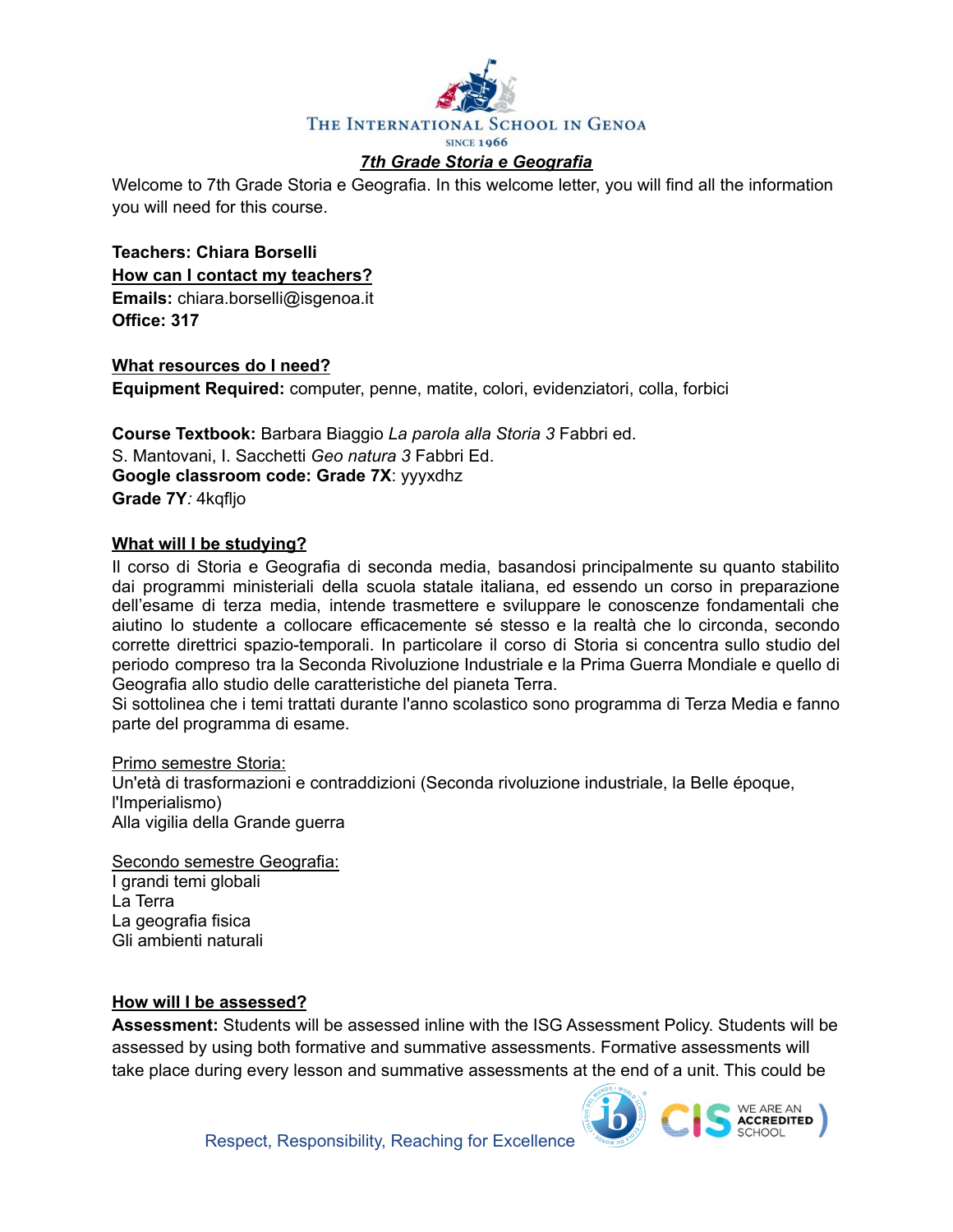# ***7th Grade Storia e Geografia***

Welcome to 7th Grade Storia e Geografia. In this welcome letter, you will find all the information you will need for this course.

**Teachers: Chiara Borselli**

**How can I contact my teachers?**

**Emails:** chiara.borselli@isgenoa.it

**Office: 317**

**What resources do I need?**

**Equipment Required:** computer, penne, matite, colori, evidenziatori, colla, forbici

**Course Textbook:** Barbara Biaggio *La parola alla Storia 3* Fabbri ed.
S. Mantovani, I. Sacchetti *Geo natura 3* Fabbri Ed.
**Google classroom code: Grade 7X**: yyyxdhz
**Grade 7Y***:* 4kqfljo

**What will I be studying?**

Il corso di Storia e Geografia di seconda media, basandosi principalmente su quanto stabilito dai programmi ministeriali della scuola statale italiana, ed essendo un corso in preparazione dell'esame di terza media, intende trasmettere e sviluppare le conoscenze fondamentali che aiutino lo studente a collocare efficacemente sé stesso e la realtà che lo circonda, secondo corrette direttrici spazio-temporali. In particolare il corso di Storia si concentra sullo studio del periodo compreso tra la Seconda Rivoluzione Industriale e la Prima Guerra Mondiale e quello di Geografia allo studio delle caratteristiche del pianeta Terra.
Si sottolinea che i temi trattati durante l'anno scolastico sono programma di Terza Media e fanno parte del programma di esame.

Primo semestre Storia:
Un'età di trasformazioni e contraddizioni (Seconda rivoluzione industriale, la Belle époque, l'Imperialismo)
Alla vigilia della Grande guerra

Secondo semestre Geografia:
I grandi temi globali
La Terra
La geografia fisica
Gli ambienti naturali

**How will I be assessed?**

**Assessment:** Students will be assessed inline with the ISG Assessment Policy. Students will be assessed by using both formative and summative assessments. Formative assessments will take place during every lesson and summative assessments at the end of a unit. This could be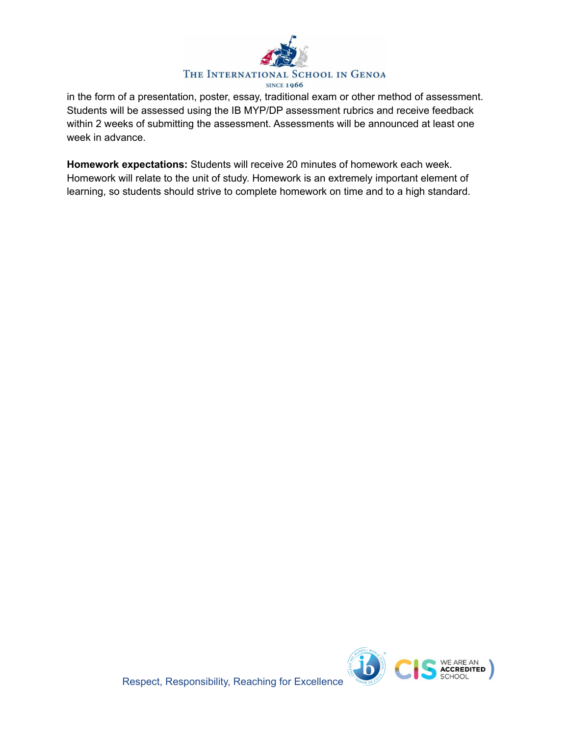in the form of a presentation, poster, essay, traditional exam or other method of assessment. Students will be assessed using the IB MYP/DP assessment rubrics and receive feedback within 2 weeks of submitting the assessment. Assessments will be announced at least one week in advance.

**Homework expectations:** Students will receive 20 minutes of homework each week. Homework will relate to the unit of study. Homework is an extremely important element of learning, so students should strive to complete homework on time and to a high standard.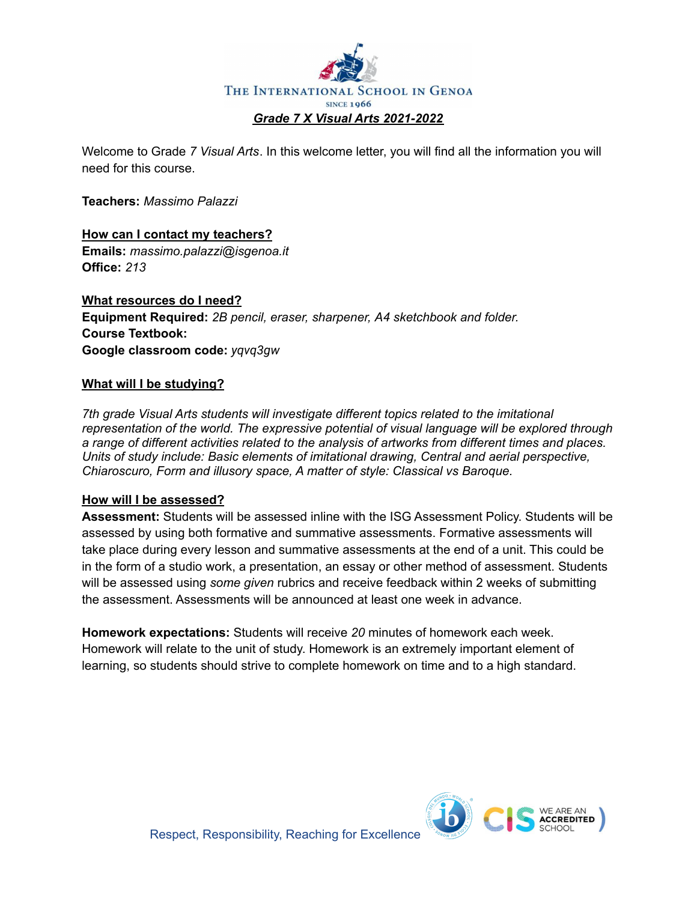THE INTERNATIONAL SCHOOL IN GENOA

SINCE 1966

***Grade 7 X Visual Arts 2021-2022***

Welcome to Grade *7 Visual Arts*. In this welcome letter, you will find all the information you will need for this course.

**Teachers:** *Massimo Palazzi*

**How can I contact my teachers?**

**Emails:** *massimo.palazzi@isgenoa.it*

**Office:** *213*

**What resources do I need?**

**Equipment Required:** *2B pencil, eraser, sharpener, A4 sketchbook and folder.*

**Course Textbook:**

**Google classroom code:** *yqvq3gw*

**What will I be studying?**

*7th grade Visual Arts students will investigate different topics related to the imitational representation of the world. The expressive potential of visual language will be explored through a range of different activities related to the analysis of artworks from different times and places. Units of study include: Basic elements of imitational drawing, Central and aerial perspective, Chiaroscuro, Form and illusory space, A matter of style: Classical vs Baroque.*

**How will I be assessed?**

**Assessment:** Students will be assessed inline with the ISG Assessment Policy. Students will be assessed by using both formative and summative assessments. Formative assessments will take place during every lesson and summative assessments at the end of a unit. This could be in the form of a studio work, a presentation, an essay or other method of assessment. Students will be assessed using *some given* rubrics and receive feedback within 2 weeks of submitting the assessment. Assessments will be announced at least one week in advance.

**Homework expectations:** Students will receive *20* minutes of homework each week. Homework will relate to the unit of study. Homework is an extremely important element of learning, so students should strive to complete homework on time and to a high standard.

Respect, Responsibility, Reaching for Excellence

WE ARE AN ACCREDITED SCHOOL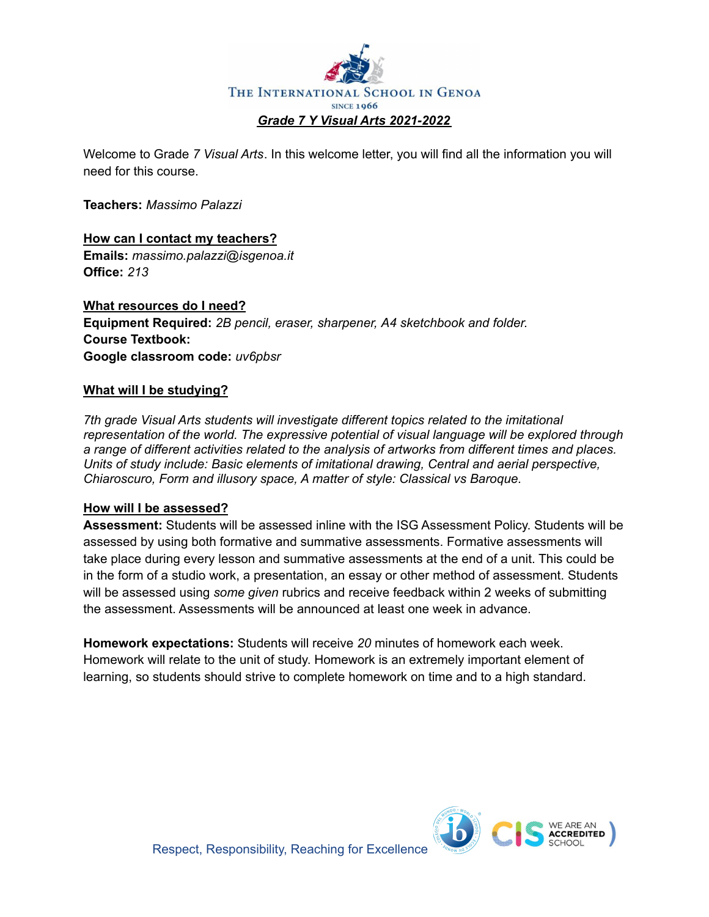THE INTERNATIONAL SCHOOL IN GENOA

SINCE 1966

***Grade 7 Y Visual Arts 2021-2022***

Welcome to Grade *7 Visual Arts*. In this welcome letter, you will find all the information you will need for this course.

**Teachers:** *Massimo Palazzi*

**How can I contact my teachers?**

**Emails:** *massimo.palazzi@isgenoa.it*

**Office:** *213*

**What resources do I need?**

**Equipment Required:** *2B pencil, eraser, sharpener, A4 sketchbook and folder.*

**Course Textbook:**

**Google classroom code:** *uv6pbsr*

**What will I be studying?**

*7th grade Visual Arts students will investigate different topics related to the imitational representation of the world. The expressive potential of visual language will be explored through a range of different activities related to the analysis of artworks from different times and places. Units of study include: Basic elements of imitational drawing, Central and aerial perspective, Chiaroscuro, Form and illusory space, A matter of style: Classical vs Baroque.*

**How will I be assessed?**

**Assessment:** Students will be assessed inline with the ISG Assessment Policy. Students will be assessed by using both formative and summative assessments. Formative assessments will take place during every lesson and summative assessments at the end of a unit. This could be in the form of a studio work, a presentation, an essay or other method of assessment. Students will be assessed using *some given* rubrics and receive feedback within 2 weeks of submitting the assessment. Assessments will be announced at least one week in advance.

**Homework expectations:** Students will receive *20* minutes of homework each week. Homework will relate to the unit of study. Homework is an extremely important element of learning, so students should strive to complete homework on time and to a high standard.

Respect, Responsibility, Reaching for Excellence

WE ARE AN ACCREDITED SCHOOL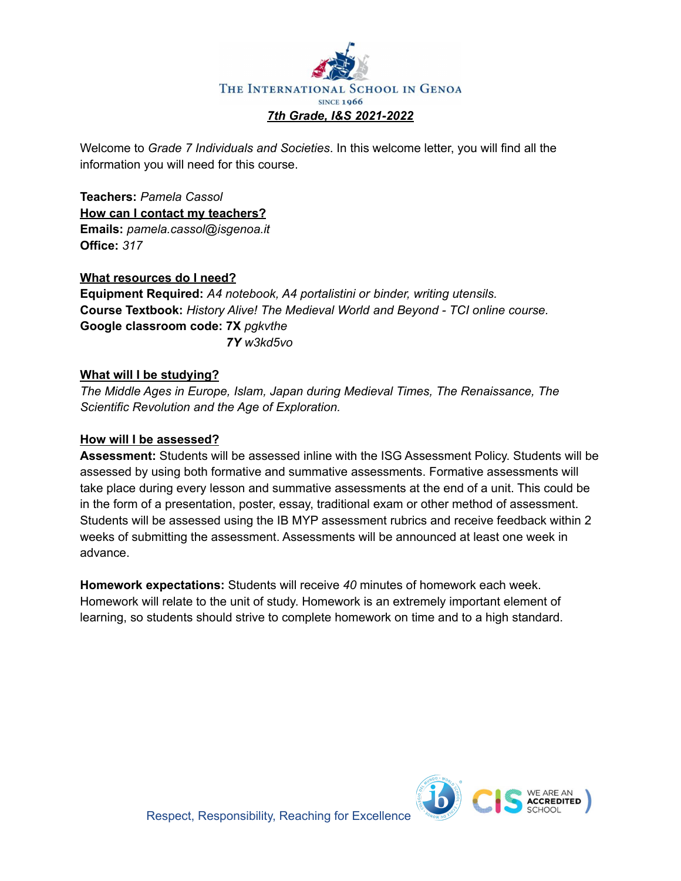THE INTERNATIONAL SCHOOL IN GENOA
SINCE 1966

***7th Grade, I&S 2021-2022***

Welcome to *Grade 7 Individuals and Societies*. In this welcome letter, you will find all the information you will need for this course.

**Teachers:** *Pamela Cassol*
**How can I contact my teachers?**
**Emails:** *pamela.cassol@isgenoa.it*
**Office:** *317*

**What resources do I need?**
**Equipment Required:** *A4 notebook, A4 portalistini or binder, writing utensils.*
**Course Textbook:** *History Alive! The Medieval World and Beyond - TCI online course.*
**Google classroom code: 7X** *pgkvthe*
***7Y*** *w3kd5vo*

**What will I be studying?**
*The Middle Ages in Europe, Islam, Japan during Medieval Times, The Renaissance, The Scientific Revolution and the Age of Exploration.*

**How will I be assessed?**
**Assessment:** Students will be assessed inline with the ISG Assessment Policy. Students will be assessed by using both formative and summative assessments. Formative assessments will take place during every lesson and summative assessments at the end of a unit. This could be in the form of a presentation, poster, essay, traditional exam or other method of assessment. Students will be assessed using the IB MYP assessment rubrics and receive feedback within 2 weeks of submitting the assessment. Assessments will be announced at least one week in advance.

**Homework expectations:** Students will receive *40* minutes of homework each week. Homework will relate to the unit of study. Homework is an extremely important element of learning, so students should strive to complete homework on time and to a high standard.

Respect, Responsibility, Reaching for Excellence

WE ARE AN ACCREDITED SCHOOL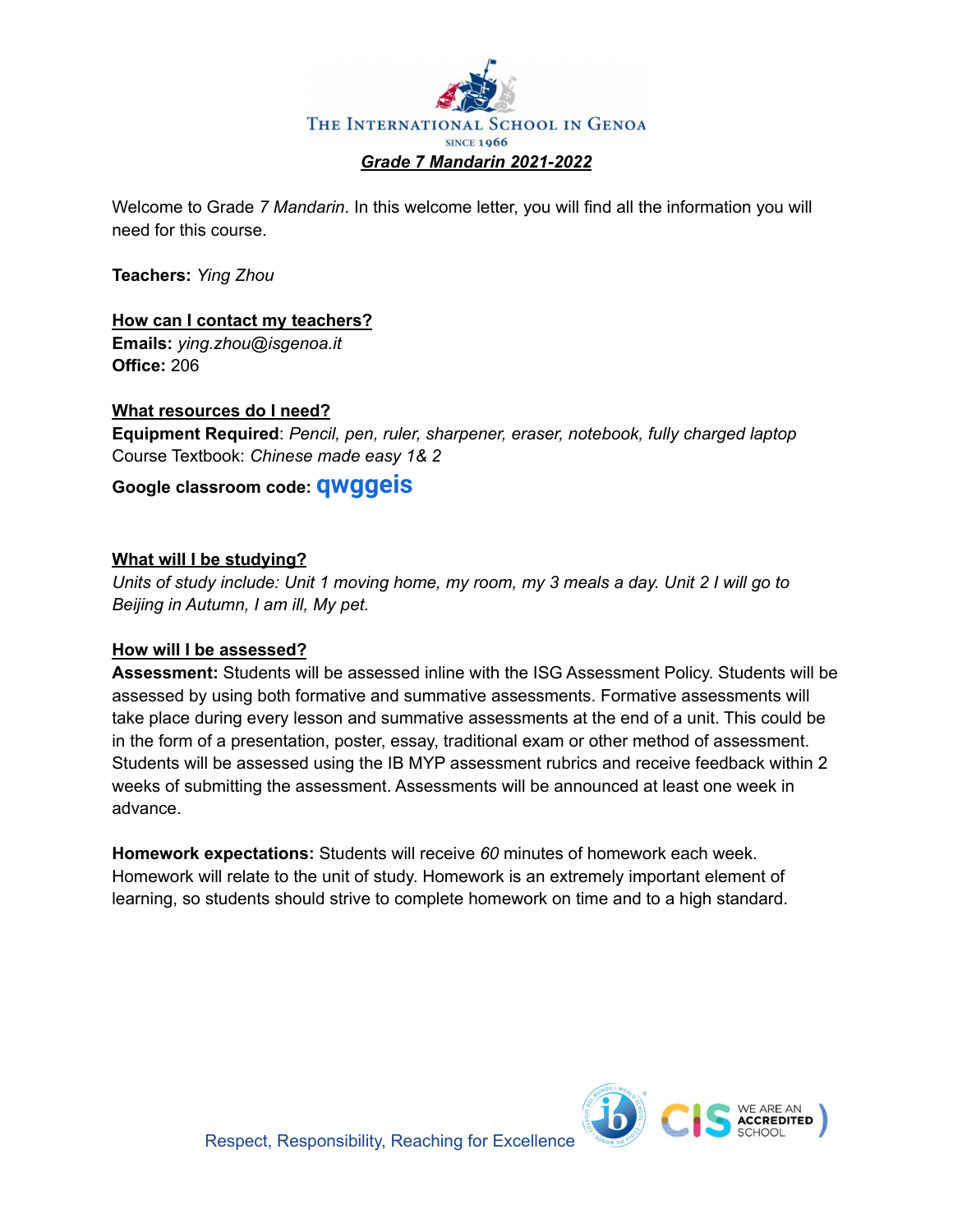THE INTERNATIONAL SCHOOL IN GENOA
SINCE 1966

# ***Grade 7 Mandarin 2021-2022***

Welcome to Grade *7 Mandarin*. In this welcome letter, you will find all the information you will need for this course.

**Teachers:** *Ying Zhou*

## How can I contact my teachers?

**Emails:** *ying.zhou@isgenoa.it*
**Office:** 206

## What resources do I need?

**Equipment Required**: *Pencil, pen, ruler, sharpener, eraser, notebook, fully charged laptop*
Course Textbook: *Chinese made easy 1& 2*

**Google classroom code: qwggeis**

## What will I be studying?

*Units of study include: Unit 1 moving home, my room, my 3 meals a day. Unit 2 I will go to Beijing in Autumn, I am ill, My pet.*

## How will I be assessed?

**Assessment:** Students will be assessed inline with the ISG Assessment Policy. Students will be assessed by using both formative and summative assessments. Formative assessments will take place during every lesson and summative assessments at the end of a unit. This could be in the form of a presentation, poster, essay, traditional exam or other method of assessment. Students will be assessed using the IB MYP assessment rubrics and receive feedback within 2 weeks of submitting the assessment. Assessments will be announced at least one week in advance.

**Homework expectations:** Students will receive *60* minutes of homework each week. Homework will relate to the unit of study. Homework is an extremely important element of learning, so students should strive to complete homework on time and to a high standard.

Respect, Responsibility, Reaching for Excellence

WE ARE AN ACCREDITED SCHOOL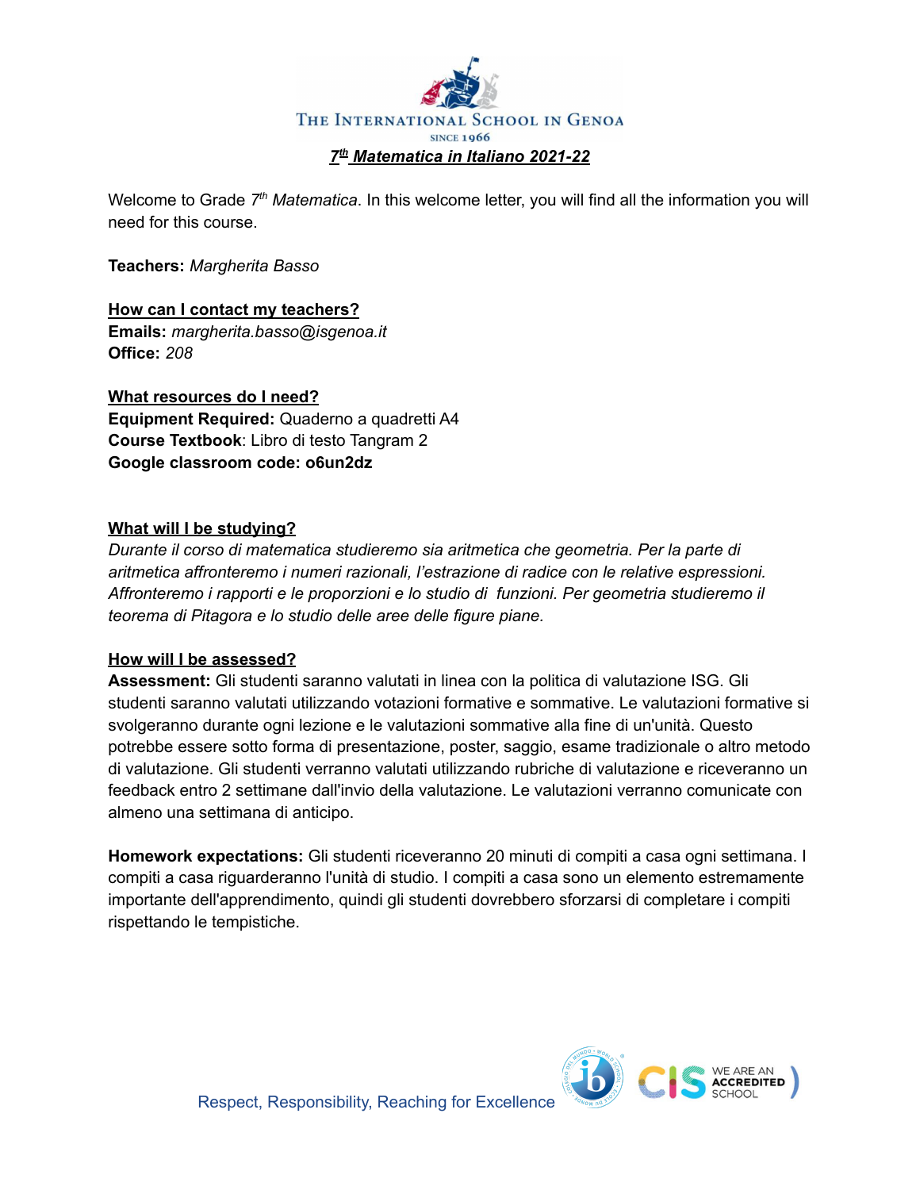THE INTERNATIONAL SCHOOL IN GENOA
SINCE 1966

# *7th Matematica in Italiano 2021-22*

Welcome to Grade 7th *Matematica*. In this welcome letter, you will find all the information you will need for this course.

**Teachers:** *Margherita Basso*

## How can I contact my teachers?

**Emails:** *margherita.basso@isgenoa.it*
**Office:** *208*

## What resources do I need?

**Equipment Required:** Quaderno a quadretti A4
**Course Textbook**: Libro di testo Tangram 2
**Google classroom code: o6un2dz**

## What will I be studying?

*Durante il corso di matematica studieremo sia aritmetica che geometria. Per la parte di aritmetica affronteremo i numeri razionali, l'estrazione di radice con le relative espressioni. Affronteremo i rapporti e le proporzioni e lo studio di funzioni. Per geometria studieremo il teorema di Pitagora e lo studio delle aree delle figure piane.*

## How will I be assessed?

**Assessment:** Gli studenti saranno valutati in linea con la politica di valutazione ISG. Gli studenti saranno valutati utilizzando votazioni formative e sommative. Le valutazioni formative si svolgeranno durante ogni lezione e le valutazioni sommative alla fine di un'unità. Questo potrebbe essere sotto forma di presentazione, poster, saggio, esame tradizionale o altro metodo di valutazione. Gli studenti verranno valutati utilizzando rubriche di valutazione e riceveranno un feedback entro 2 settimane dall'invio della valutazione. Le valutazioni verranno comunicate con almeno una settimana di anticipo.

**Homework expectations:** Gli studenti riceveranno 20 minuti di compiti a casa ogni settimana. I compiti a casa riguarderanno l'unità di studio. I compiti a casa sono un elemento estremamente importante dell'apprendimento, quindi gli studenti dovrebbero sforzarsi di completare i compiti rispettando le tempistiche.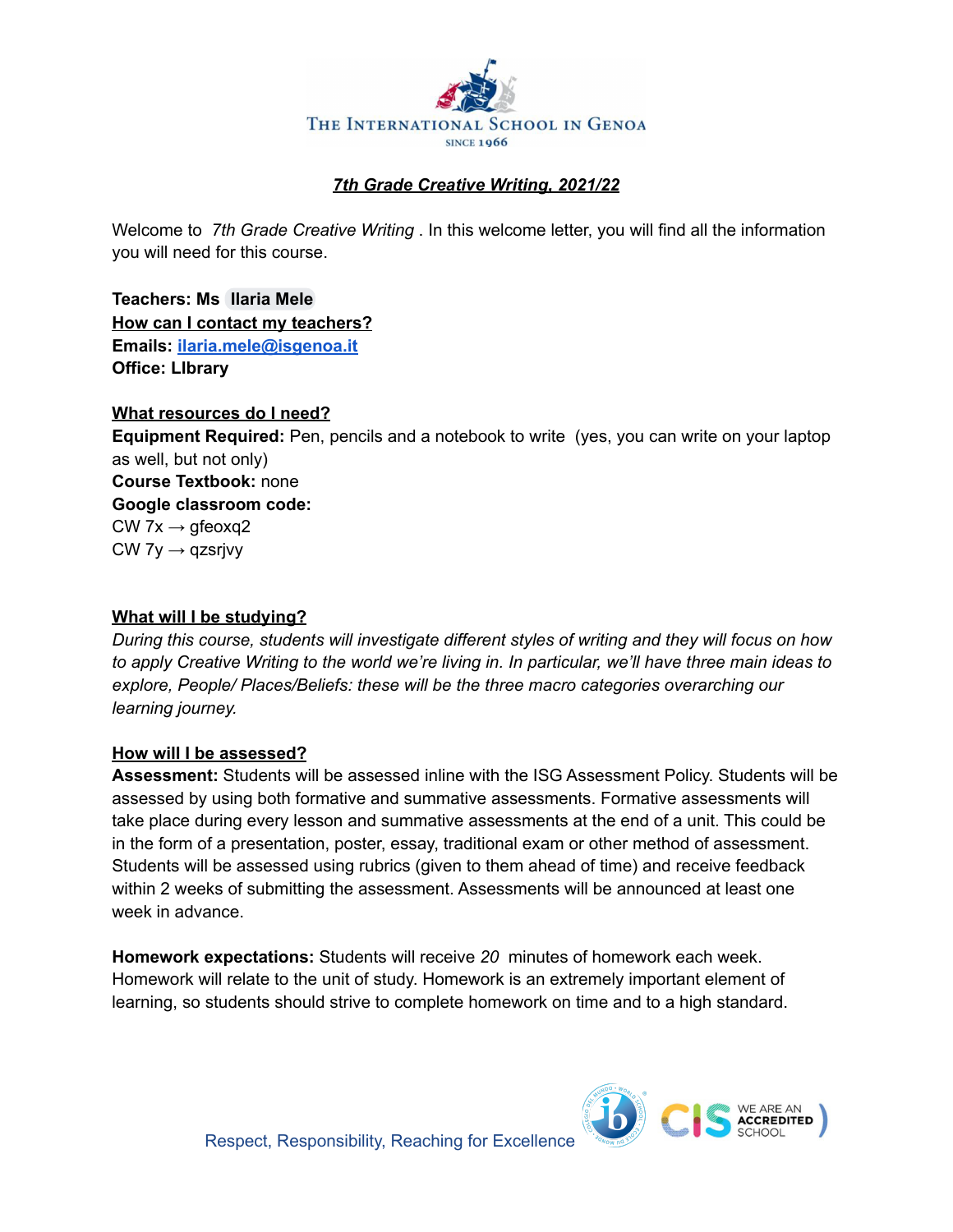THE INTERNATIONAL SCHOOL IN GENOA

SINCE 1966

## *7th Grade Creative Writing, 2021/22*

Welcome to *7th Grade Creative Writing* . In this welcome letter, you will find all the information you will need for this course.

**Teachers: Ms Ilaria Mele**

**How can I contact my teachers?**

**Emails: ilaria.mele@isgenoa.it**

**Office: LIbrary**

**What resources do I need?**

**Equipment Required:** Pen, pencils and a notebook to write (yes, you can write on your laptop as well, but not only)

**Course Textbook:** none

**Google classroom code:**

CW 7x → gfeoxq2

CW 7y → qzsrjvy

**What will I be studying?**

*During this course, students will investigate different styles of writing and they will focus on how to apply Creative Writing to the world we're living in. In particular, we'll have three main ideas to explore, People/ Places/Beliefs: these will be the three macro categories overarching our learning journey.*

**How will I be assessed?**

**Assessment:** Students will be assessed inline with the ISG Assessment Policy. Students will be assessed by using both formative and summative assessments. Formative assessments will take place during every lesson and summative assessments at the end of a unit. This could be in the form of a presentation, poster, essay, traditional exam or other method of assessment. Students will be assessed using rubrics (given to them ahead of time) and receive feedback within 2 weeks of submitting the assessment. Assessments will be announced at least one week in advance.

**Homework expectations:** Students will receive *20* minutes of homework each week. Homework will relate to the unit of study. Homework is an extremely important element of learning, so students should strive to complete homework on time and to a high standard.

Respect, Responsibility, Reaching for Excellence

WE ARE AN ACCREDITED SCHOOL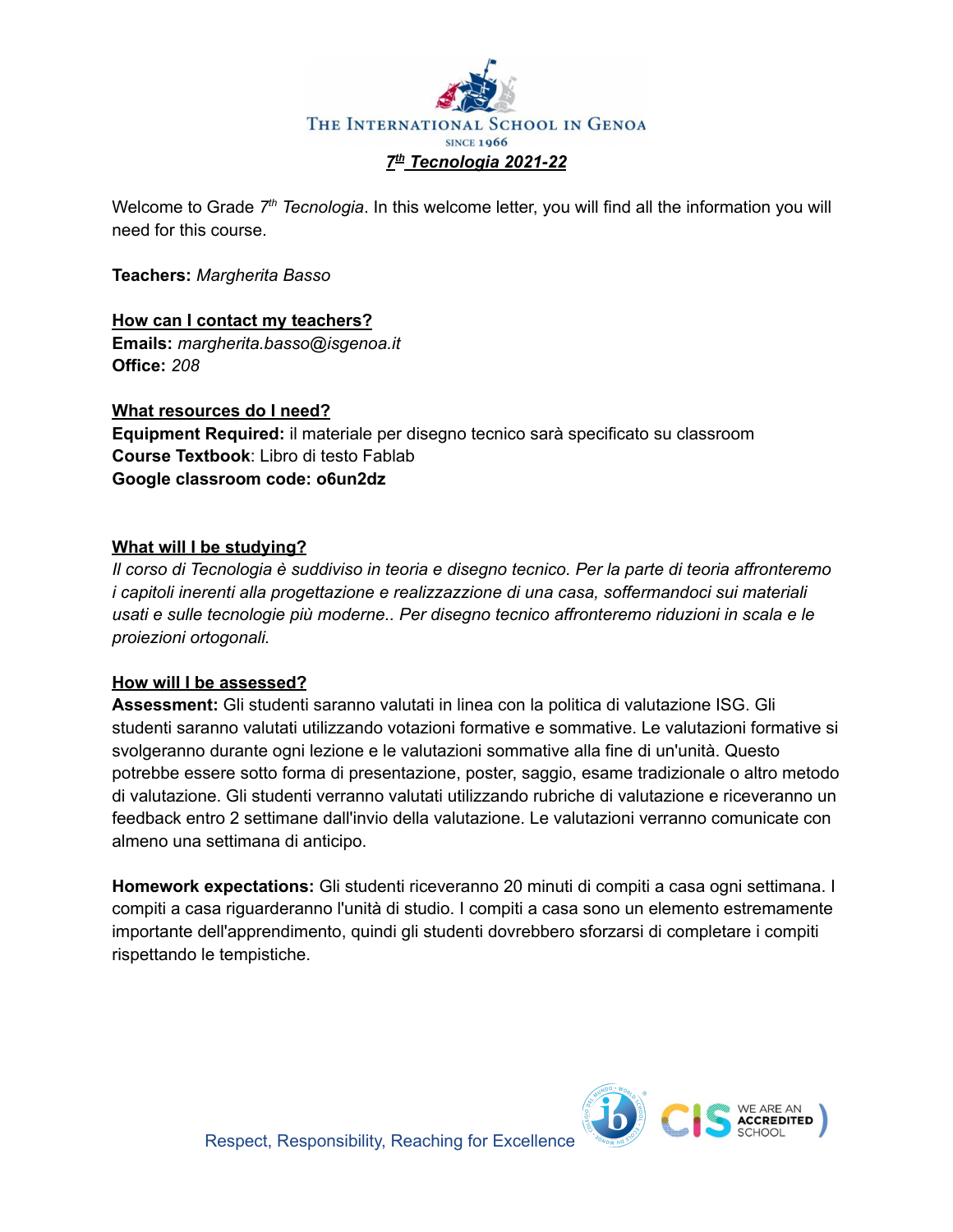THE INTERNATIONAL SCHOOL IN GENOA

SINCE 1966

# *7th Tecnologia 2021-22*

Welcome to Grade 7th *Tecnologia*. In this welcome letter, you will find all the information you will need for this course.

**Teachers:** *Margherita Basso*

## How can I contact my teachers?

**Emails:** *margherita.basso@isgenoa.it*
**Office:** *208*

## What resources do I need?

**Equipment Required:** il materiale per disegno tecnico sarà specificato su classroom
**Course Textbook**: Libro di testo Fablab
**Google classroom code: o6un2dz**

## What will I be studying?

*Il corso di Tecnologia è suddiviso in teoria e disegno tecnico. Per la parte di teoria affronteremo i capitoli inerenti alla progettazione e realizzazione di una casa, soffermandoci sui materiali usati e sulle tecnologie più moderne.. Per disegno tecnico affronteremo riduzioni in scala e le proiezioni ortogonali.*

## How will I be assessed?

**Assessment:** Gli studenti saranno valutati in linea con la politica di valutazione ISG. Gli studenti saranno valutati utilizzando votazioni formative e sommative. Le valutazioni formative si svolgeranno durante ogni lezione e le valutazioni sommative alla fine di un'unità. Questo potrebbe essere sotto forma di presentazione, poster, saggio, esame tradizionale o altro metodo di valutazione. Gli studenti verranno valutati utilizzando rubriche di valutazione e riceveranno un feedback entro 2 settimane dall'invio della valutazione. Le valutazioni verranno comunicate con almeno una settimana di anticipo.

**Homework expectations:** Gli studenti riceveranno 20 minuti di compiti a casa ogni settimana. I compiti a casa riguarderanno l'unità di studio. I compiti a casa sono un elemento estremamente importante dell'apprendimento, quindi gli studenti dovrebbero sforzarsi di completare i compiti rispettando le tempistiche.

Respect, Responsibility, Reaching for Excellence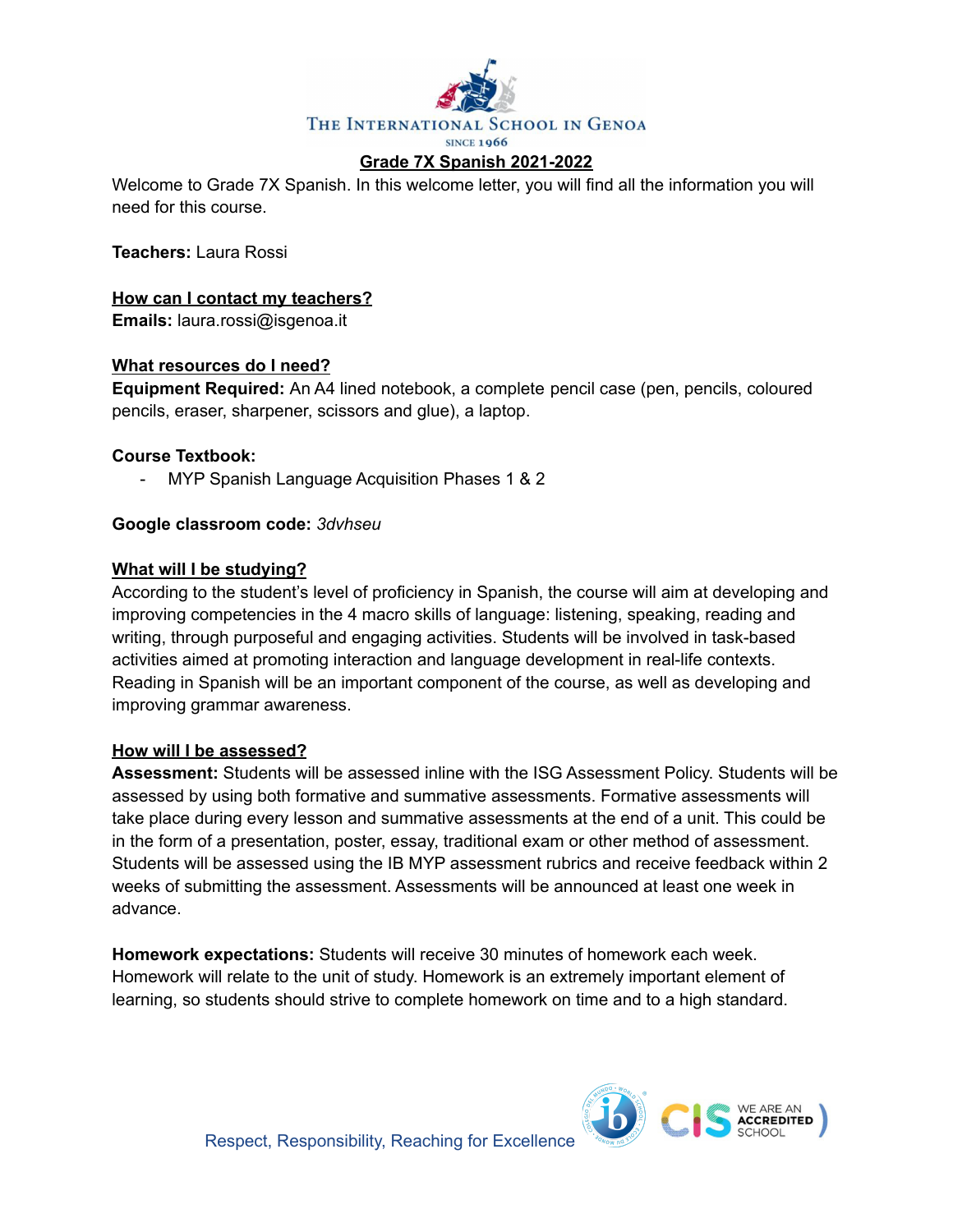The International School in Genoa

Since 1966

# Grade 7X Spanish 2021-2022

Welcome to Grade 7X Spanish. In this welcome letter, you will find all the information you will need for this course.

**Teachers:** Laura Rossi

## How can I contact my teachers?

**Emails:** laura.rossi@isgenoa.it

## What resources do I need?

**Equipment Required:** An A4 lined notebook, a complete pencil case (pen, pencils, coloured pencils, eraser, sharpener, scissors and glue), a laptop.

**Course Textbook:**

- MYP Spanish Language Acquisition Phases 1 & 2

**Google classroom code:** *3dvhseu*

## What will I be studying?

According to the student's level of proficiency in Spanish, the course will aim at developing and improving competencies in the 4 macro skills of language: listening, speaking, reading and writing, through purposeful and engaging activities. Students will be involved in task-based activities aimed at promoting interaction and language development in real-life contexts. Reading in Spanish will be an important component of the course, as well as developing and improving grammar awareness.

## How will I be assessed?

**Assessment:** Students will be assessed inline with the ISG Assessment Policy. Students will be assessed by using both formative and summative assessments. Formative assessments will take place during every lesson and summative assessments at the end of a unit. This could be in the form of a presentation, poster, essay, traditional exam or other method of assessment. Students will be assessed using the IB MYP assessment rubrics and receive feedback within 2 weeks of submitting the assessment. Assessments will be announced at least one week in advance.

**Homework expectations:** Students will receive 30 minutes of homework each week. Homework will relate to the unit of study. Homework is an extremely important element of learning, so students should strive to complete homework on time and to a high standard.

Respect, Responsibility, Reaching for Excellence

CIS We are an accredited school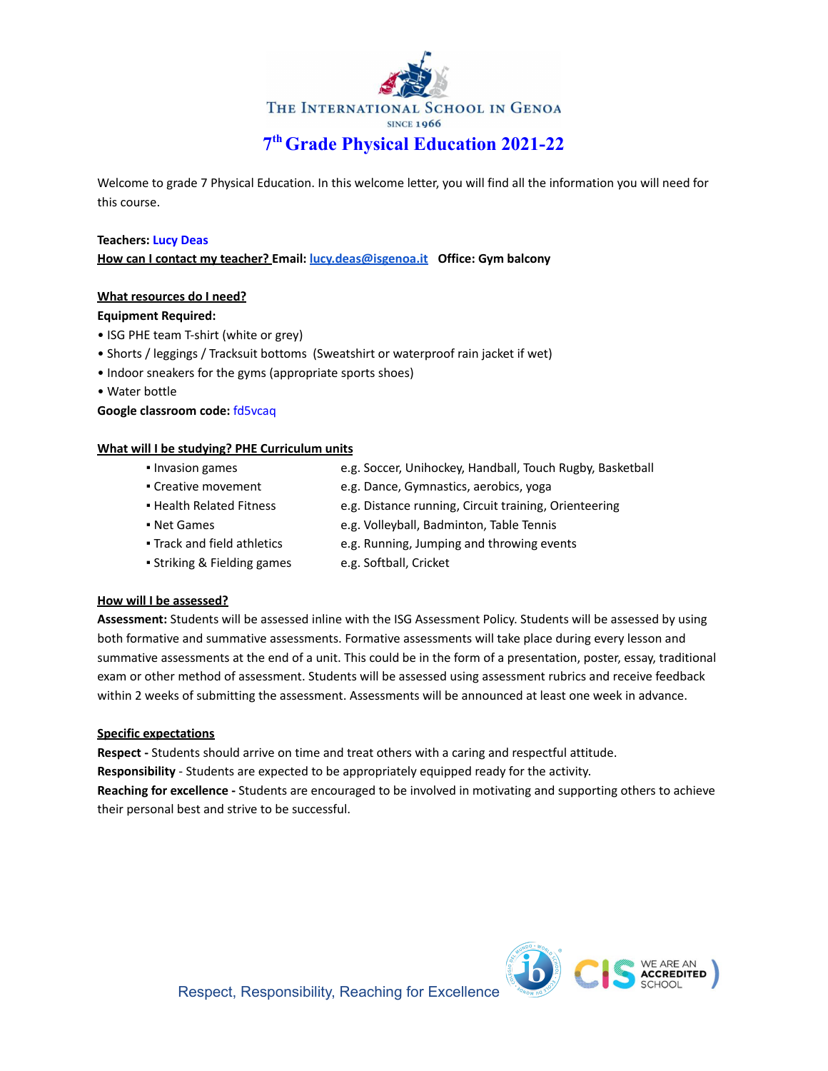THE INTERNATIONAL SCHOOL IN GENOA

SINCE 1966

# 7th Grade Physical Education 2021-22

Welcome to grade 7 Physical Education. In this welcome letter, you will find all the information you will need for this course.

**Teachers:** Lucy Deas

**How can I contact my teacher? Email:** lucy.deas@isgenoa.it **Office: Gym balcony**

## What resources do I need?

**Equipment Required:**

- ISG PHE team T-shirt (white or grey)
- Shorts / leggings / Tracksuit bottoms (Sweatshirt or waterproof rain jacket if wet)
- Indoor sneakers for the gyms (appropriate sports shoes)
- Water bottle

**Google classroom code:** fd5vcaq

## What will I be studying? PHE Curriculum units

| Unit | Examples |
|---|---|
| Invasion games | e.g. Soccer, Unihockey, Handball, Touch Rugby, Basketball |
| Creative movement | e.g. Dance, Gymnastics, aerobics, yoga |
| Health Related Fitness | e.g. Distance running, Circuit training, Orienteering |
| Net Games | e.g. Volleyball, Badminton, Table Tennis |
| Track and field athletics | e.g. Running, Jumping and throwing events |
| Striking & Fielding games | e.g. Softball, Cricket |

## How will I be assessed?

**Assessment:** Students will be assessed inline with the ISG Assessment Policy. Students will be assessed by using both formative and summative assessments. Formative assessments will take place during every lesson and summative assessments at the end of a unit. This could be in the form of a presentation, poster, essay, traditional exam or other method of assessment. Students will be assessed using assessment rubrics and receive feedback within 2 weeks of submitting the assessment. Assessments will be announced at least one week in advance.

## Specific expectations

**Respect -** Students should arrive on time and treat others with a caring and respectful attitude.

**Responsibility** - Students are expected to be appropriately equipped ready for the activity.

**Reaching for excellence -** Students are encouraged to be involved in motivating and supporting others to achieve their personal best and strive to be successful.

Respect, Responsibility, Reaching for Excellence

WE ARE AN ACCREDITED SCHOOL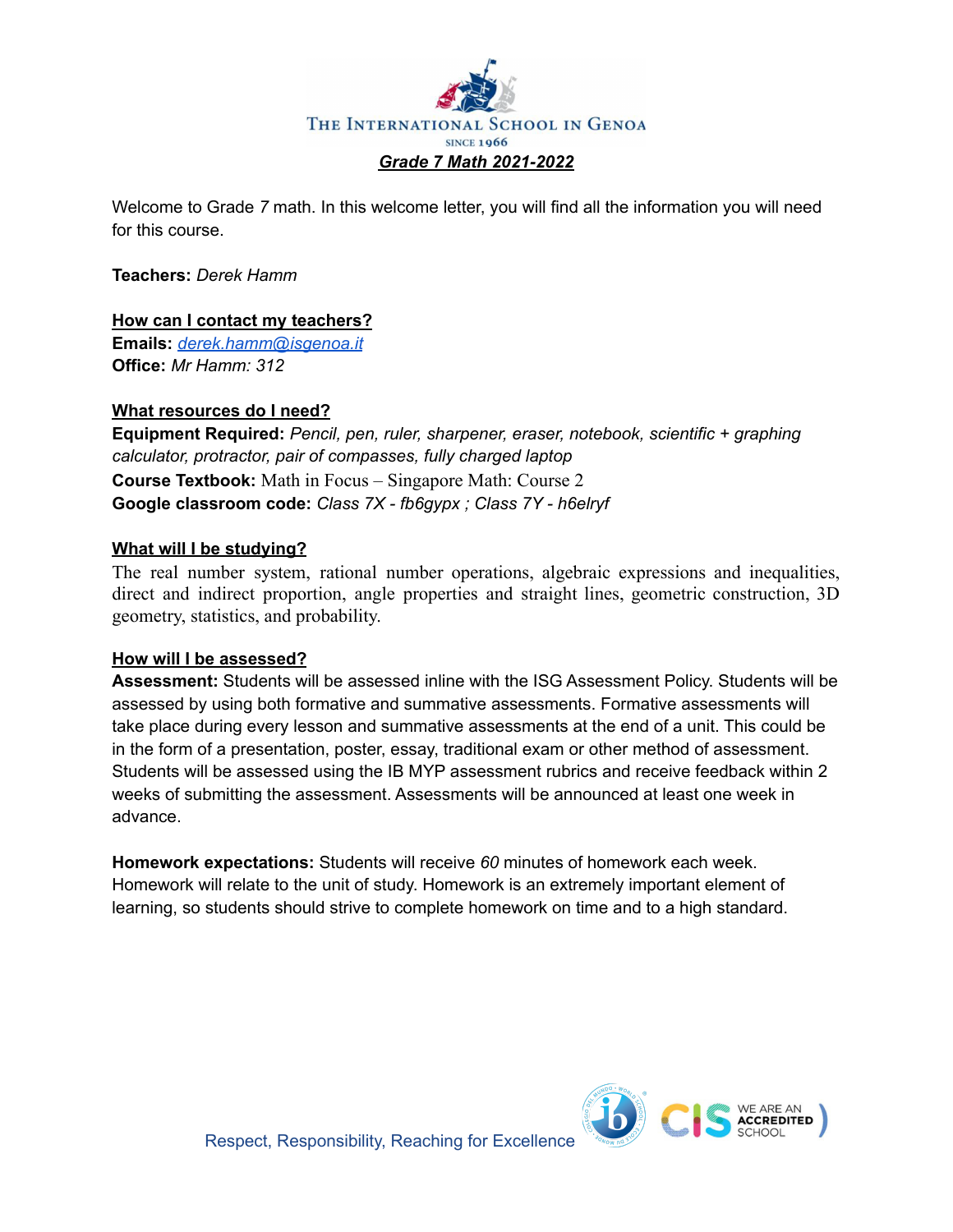THE INTERNATIONAL SCHOOL IN GENOA

SINCE 1966

## *Grade 7 Math 2021-2022*

Welcome to Grade *7* math. In this welcome letter, you will find all the information you will need for this course.

**Teachers:** *Derek Hamm*

### How can I contact my teachers?

**Emails:** *derek.hamm@isgenoa.it*
**Office:** *Mr Hamm: 312*

### What resources do I need?

**Equipment Required:** *Pencil, pen, ruler, sharpener, eraser, notebook, scientific + graphing calculator, protractor, pair of compasses, fully charged laptop*
**Course Textbook:** Math in Focus – Singapore Math: Course 2
**Google classroom code:** *Class 7X - fb6gypx ; Class 7Y - h6elryf*

### What will I be studying?

The real number system, rational number operations, algebraic expressions and inequalities, direct and indirect proportion, angle properties and straight lines, geometric construction, 3D geometry, statistics, and probability.

### How will I be assessed?

**Assessment:** Students will be assessed inline with the ISG Assessment Policy. Students will be assessed by using both formative and summative assessments. Formative assessments will take place during every lesson and summative assessments at the end of a unit. This could be in the form of a presentation, poster, essay, traditional exam or other method of assessment. Students will be assessed using the IB MYP assessment rubrics and receive feedback within 2 weeks of submitting the assessment. Assessments will be announced at least one week in advance.

**Homework expectations:** Students will receive *60* minutes of homework each week. Homework will relate to the unit of study. Homework is an extremely important element of learning, so students should strive to complete homework on time and to a high standard.

Respect, Responsibility, Reaching for Excellence

WE ARE AN ACCREDITED SCHOOL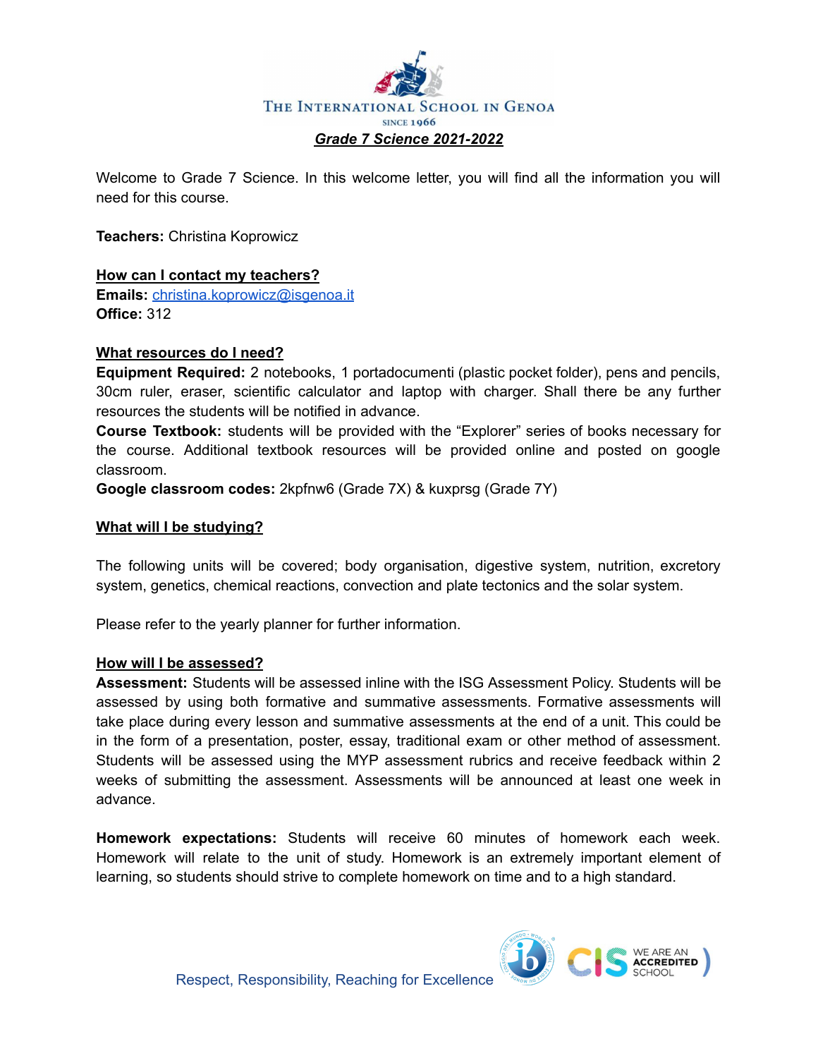THE INTERNATIONAL SCHOOL IN GENOA

SINCE 1966

***Grade 7 Science 2021-2022***

Welcome to Grade 7 Science. In this welcome letter, you will find all the information you will need for this course.

**Teachers:** Christina Koprowicz

**How can I contact my teachers?**

**Emails:** christina.koprowicz@isgenoa.it

**Office:** 312

**What resources do I need?**

**Equipment Required:** 2 notebooks, 1 portadocumenti (plastic pocket folder), pens and pencils, 30cm ruler, eraser, scientific calculator and laptop with charger. Shall there be any further resources the students will be notified in advance.

**Course Textbook:** students will be provided with the "Explorer" series of books necessary for the course. Additional textbook resources will be provided online and posted on google classroom.

**Google classroom codes:** 2kpfnw6 (Grade 7X) & kuxprsg (Grade 7Y)

**What will I be studying?**

The following units will be covered; body organisation, digestive system, nutrition, excretory system, genetics, chemical reactions, convection and plate tectonics and the solar system.

Please refer to the yearly planner for further information.

**How will I be assessed?**

**Assessment:** Students will be assessed inline with the ISG Assessment Policy. Students will be assessed by using both formative and summative assessments. Formative assessments will take place during every lesson and summative assessments at the end of a unit. This could be in the form of a presentation, poster, essay, traditional exam or other method of assessment. Students will be assessed using the MYP assessment rubrics and receive feedback within 2 weeks of submitting the assessment. Assessments will be announced at least one week in advance.

**Homework expectations:** Students will receive 60 minutes of homework each week. Homework will relate to the unit of study. Homework is an extremely important element of learning, so students should strive to complete homework on time and to a high standard.

Respect, Responsibility, Reaching for Excellence

WE ARE AN ACCREDITED SCHOOL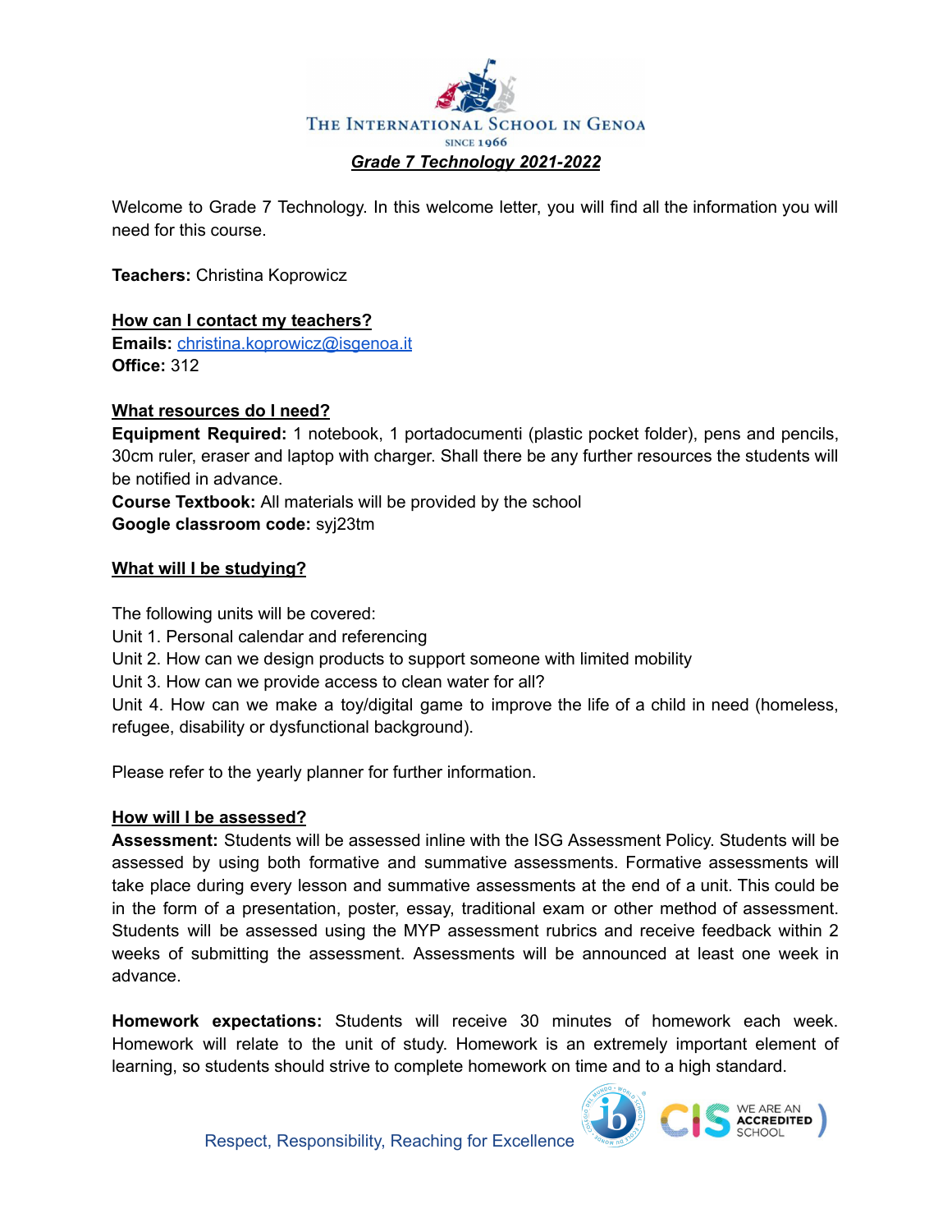THE INTERNATIONAL SCHOOL IN GENOA
SINCE 1966

***Grade 7 Technology 2021-2022***

Welcome to Grade 7 Technology. In this welcome letter, you will find all the information you will need for this course.

**Teachers:** Christina Koprowicz

## How can I contact my teachers?

**Emails:** christina.koprowicz@isgenoa.it
**Office:** 312

## What resources do I need?

**Equipment Required:** 1 notebook, 1 portadocumenti (plastic pocket folder), pens and pencils, 30cm ruler, eraser and laptop with charger. Shall there be any further resources the students will be notified in advance.
**Course Textbook:** All materials will be provided by the school
**Google classroom code:** syj23tm

## What will I be studying?

The following units will be covered:
Unit 1. Personal calendar and referencing
Unit 2. How can we design products to support someone with limited mobility
Unit 3. How can we provide access to clean water for all?
Unit 4. How can we make a toy/digital game to improve the life of a child in need (homeless, refugee, disability or dysfunctional background).

Please refer to the yearly planner for further information.

## How will I be assessed?

**Assessment:** Students will be assessed inline with the ISG Assessment Policy. Students will be assessed by using both formative and summative assessments. Formative assessments will take place during every lesson and summative assessments at the end of a unit. This could be in the form of a presentation, poster, essay, traditional exam or other method of assessment. Students will be assessed using the MYP assessment rubrics and receive feedback within 2 weeks of submitting the assessment. Assessments will be announced at least one week in advance.

**Homework expectations:** Students will receive 30 minutes of homework each week. Homework will relate to the unit of study. Homework is an extremely important element of learning, so students should strive to complete homework on time and to a high standard.

Respect, Responsibility, Reaching for Excellence

WE ARE AN ACCREDITED SCHOOL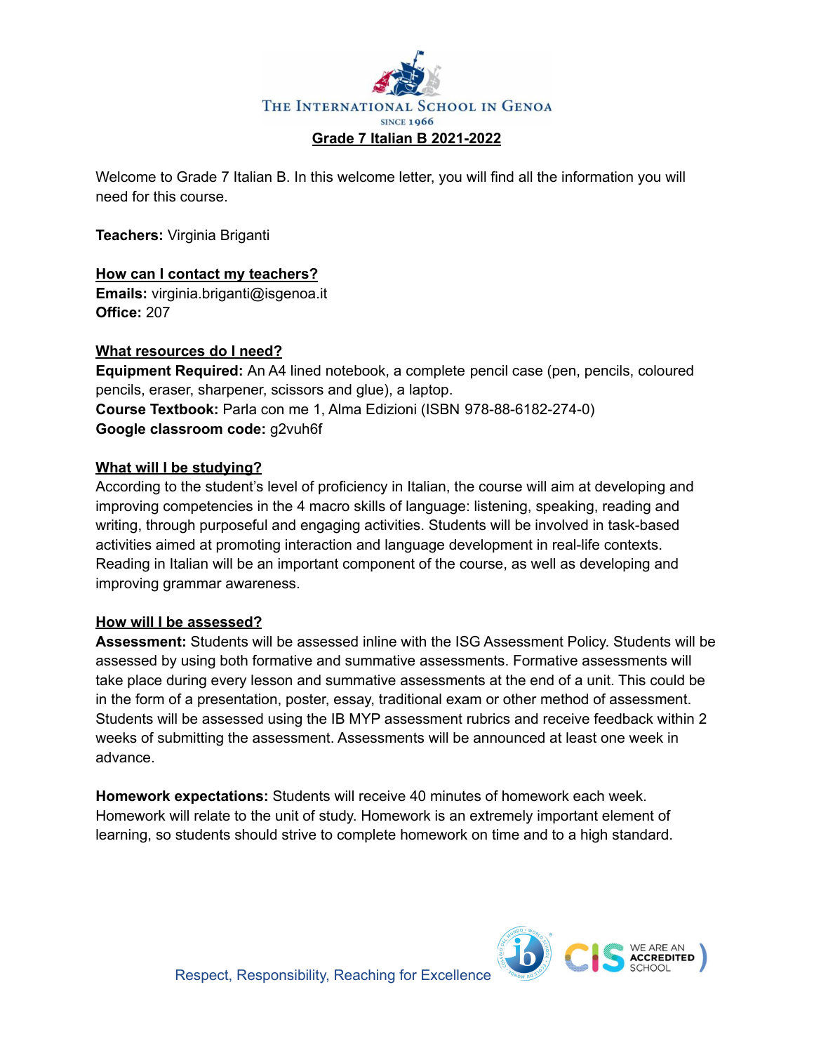THE INTERNATIONAL SCHOOL IN GENOA

SINCE 1966

# Grade 7 Italian B 2021-2022

Welcome to Grade 7 Italian B. In this welcome letter, you will find all the information you will need for this course.

**Teachers:** Virginia Briganti

## How can I contact my teachers?

**Emails:** virginia.briganti@isgenoa.it
**Office:** 207

## What resources do I need?

**Equipment Required:** An A4 lined notebook, a complete pencil case (pen, pencils, coloured pencils, eraser, sharpener, scissors and glue), a laptop.
**Course Textbook:** Parla con me 1, Alma Edizioni (ISBN 978-88-6182-274-0)
**Google classroom code:** g2vuh6f

## What will I be studying?

According to the student's level of proficiency in Italian, the course will aim at developing and improving competencies in the 4 macro skills of language: listening, speaking, reading and writing, through purposeful and engaging activities. Students will be involved in task-based activities aimed at promoting interaction and language development in real-life contexts. Reading in Italian will be an important component of the course, as well as developing and improving grammar awareness.

## How will I be assessed?

**Assessment:** Students will be assessed inline with the ISG Assessment Policy. Students will be assessed by using both formative and summative assessments. Formative assessments will take place during every lesson and summative assessments at the end of a unit. This could be in the form of a presentation, poster, essay, traditional exam or other method of assessment. Students will be assessed using the IB MYP assessment rubrics and receive feedback within 2 weeks of submitting the assessment. Assessments will be announced at least one week in advance.

**Homework expectations:** Students will receive 40 minutes of homework each week. Homework will relate to the unit of study. Homework is an extremely important element of learning, so students should strive to complete homework on time and to a high standard.

Respect, Responsibility, Reaching for Excellence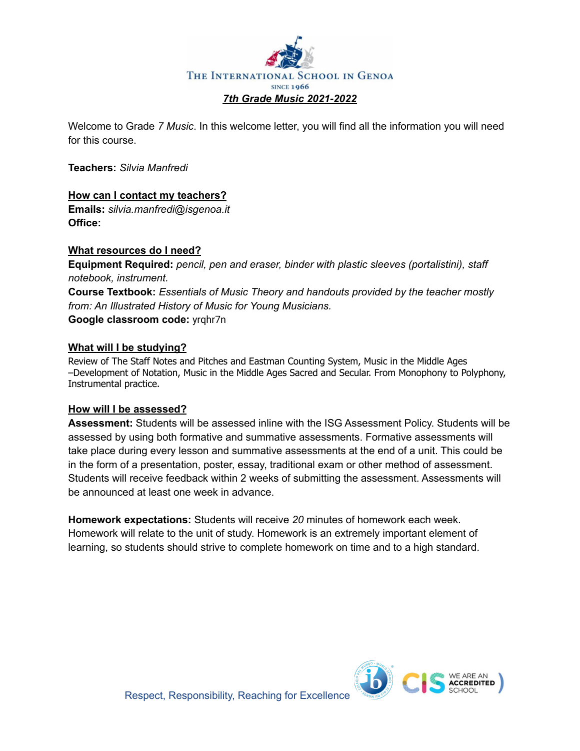THE INTERNATIONAL SCHOOL IN GENOA
SINCE 1966

***7th Grade Music 2021-2022***

Welcome to Grade *7 Music*. In this welcome letter, you will find all the information you will need for this course.

**Teachers:** *Silvia Manfredi*

**How can I contact my teachers?**
**Emails:** *silvia.manfredi@isgenoa.it*
**Office:**

**What resources do I need?**
**Equipment Required:** *pencil, pen and eraser, binder with plastic sleeves (portalistini), staff notebook, instrument.*
**Course Textbook:** *Essentials of Music Theory and handouts provided by the teacher mostly from: An Illustrated History of Music for Young Musicians.*
**Google classroom code:** yrqhr7n

**What will I be studying?**
Review of The Staff Notes and Pitches and Eastman Counting System, Music in the Middle Ages –Development of Notation, Music in the Middle Ages Sacred and Secular. From Monophony to Polyphony, Instrumental practice.

**How will I be assessed?**
**Assessment:** Students will be assessed inline with the ISG Assessment Policy. Students will be assessed by using both formative and summative assessments. Formative assessments will take place during every lesson and summative assessments at the end of a unit. This could be in the form of a presentation, poster, essay, traditional exam or other method of assessment. Students will receive feedback within 2 weeks of submitting the assessment. Assessments will be announced at least one week in advance.

**Homework expectations:** Students will receive *20* minutes of homework each week. Homework will relate to the unit of study. Homework is an extremely important element of learning, so students should strive to complete homework on time and to a high standard.

Respect, Responsibility, Reaching for Excellence